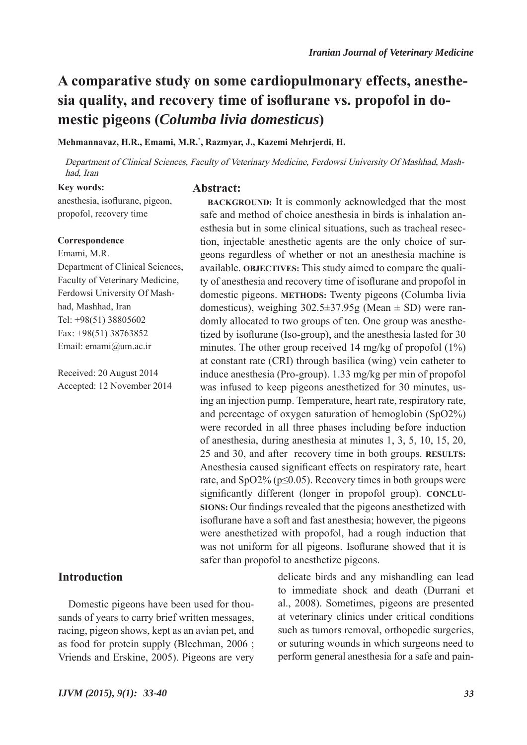# A comparative study on some cardiopulmonary effects, anesthesia quality, and recovery time of isoflurane vs. propofol in domestic pigeons (*Columba livia domesticus*)

**Mehmannavaz, H.R., Emami, M.R.[*], Razmyar, J., Kazemi Mehrjerdi, H.**

*Department of Clinical Sciences, Faculty of Veterinary Medicine, Ferdowsi University Of Mashhad, Mashhad, Iran*

**Key words:**
anesthesia, isoflurane, pigeon, propofol, recovery time

**Correspondence**
Emami, M.R.
Department of Clinical Sciences, Faculty of Veterinary Medicine, Ferdowsi University Of Mashhad, Mashhad, Iran
Tel: +98(51) 38805602
Fax: +98(51) 38763852
Email: emami@um.ac.ir

Received: 20 August 2014
Accepted: 12 November 2014

## Abstract:

**BACKGROUND:** It is commonly acknowledged that the most safe and method of choice anesthesia in birds is inhalation anesthesia but in some clinical situations, such as tracheal resection, injectable anesthetic agents are the only choice of surgeons regardless of whether or not an anesthesia machine is available. **OBJECTIVES:** This study aimed to compare the quality of anesthesia and recovery time of isoflurane and propofol in domestic pigeons. **METHODS:** Twenty pigeons (Columba livia domesticus), weighing 302.5±37.95g (Mean ± SD) were randomly allocated to two groups of ten. One group was anesthetized by isoflurane (Iso-group), and the anesthesia lasted for 30 minutes. The other group received 14 mg/kg of propofol (1%) at constant rate (CRI) through basilica (wing) vein catheter to induce anesthesia (Pro-group). 1.33 mg/kg per min of propofol was infused to keep pigeons anesthetized for 30 minutes, using an injection pump. Temperature, heart rate, respiratory rate, and percentage of oxygen saturation of hemoglobin ($SpO_2$%) were recorded in all three phases including before induction of anesthesia, during anesthesia at minutes 1, 3, 5, 10, 15, 20, 25 and 30, and after recovery time in both groups. **RESULTS:** Anesthesia caused significant effects on respiratory rate, heart rate, and $SpO_2$% ($p \leq 0.05$). Recovery times in both groups were significantly different (longer in propofol group). **CONCLUSIONS:** Our findings revealed that the pigeons anesthetized with isoflurane have a soft and fast anesthesia; however, the pigeons were anesthetized with propofol, had a rough induction that was not uniform for all pigeons. Isoflurane showed that it is safer than propofol to anesthetize pigeons.

## Introduction

Domestic pigeons have been used for thousands of years to carry brief written messages, racing, pigeon shows, kept as an avian pet, and as food for protein supply (Blechman, 2006 ; Vriends and Erskine, 2005). Pigeons are very delicate birds and any mishandling can lead to immediate shock and death (Durrani et al., 2008). Sometimes, pigeons are presented at veterinary clinics under critical conditions such as tumors removal, orthopedic surgeries, or suturing wounds in which surgeons need to perform general anesthesia for a safe and pain-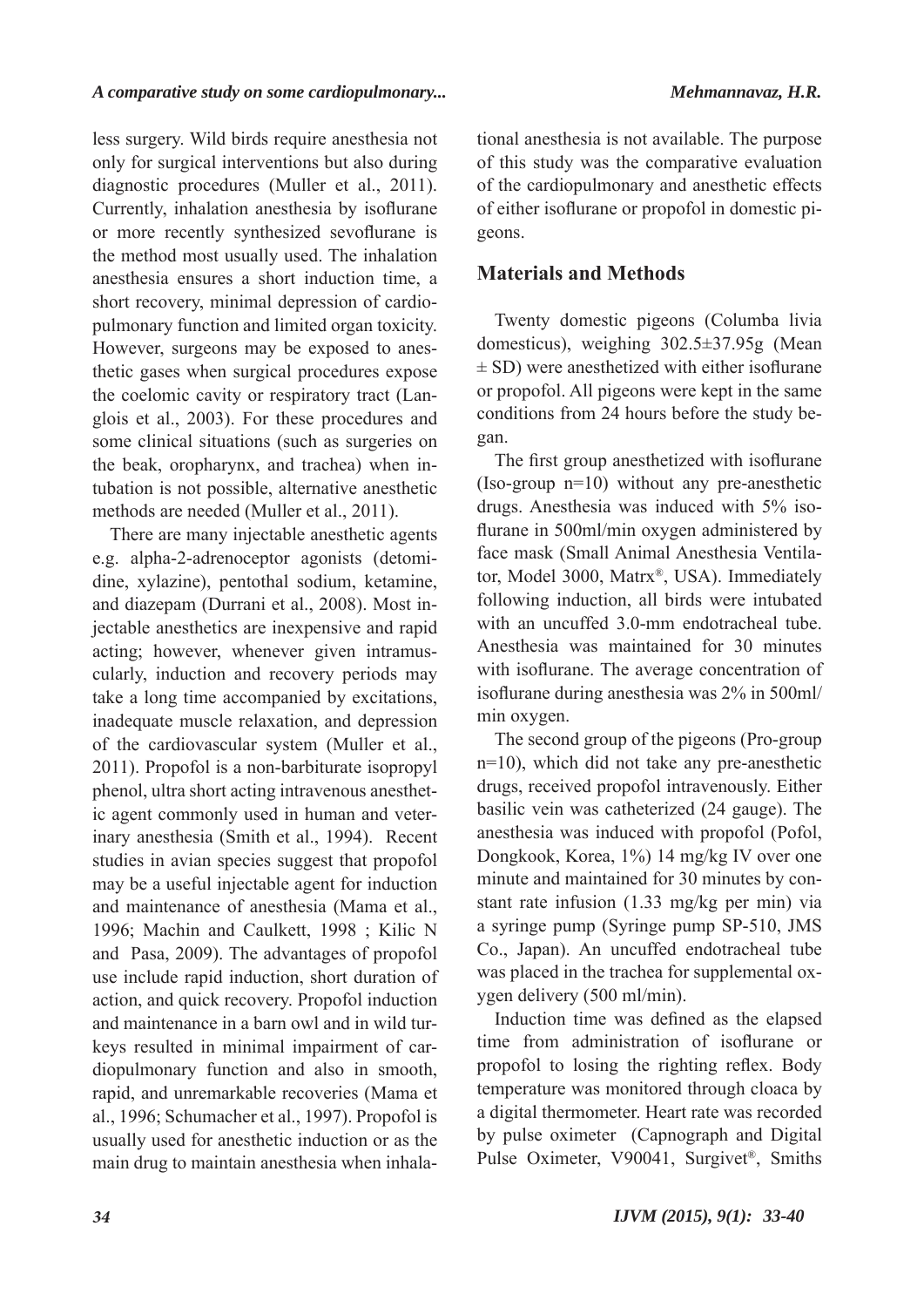less surgery. Wild birds require anesthesia not only for surgical interventions but also during diagnostic procedures (Muller et al., 2011). Currently, inhalation anesthesia by isoflurane or more recently synthesized sevoflurane is the method most usually used. The inhalation anesthesia ensures a short induction time, a short recovery, minimal depression of cardiopulmonary function and limited organ toxicity. However, surgeons may be exposed to anesthetic gases when surgical procedures expose the coelomic cavity or respiratory tract (Langlois et al., 2003). For these procedures and some clinical situations (such as surgeries on the beak, oropharynx, and trachea) when intubation is not possible, alternative anesthetic methods are needed (Muller et al., 2011).

There are many injectable anesthetic agents e.g. alpha-2-adrenoceptor agonists (detomidine, xylazine), pentothal sodium, ketamine, and diazepam (Durrani et al., 2008). Most injectable anesthetics are inexpensive and rapid acting; however, whenever given intramuscularly, induction and recovery periods may take a long time accompanied by excitations, inadequate muscle relaxation, and depression of the cardiovascular system (Muller et al., 2011). Propofol is a non-barbiturate isopropyl phenol, ultra short acting intravenous anesthetic agent commonly used in human and veterinary anesthesia (Smith et al., 1994). Recent studies in avian species suggest that propofol may be a useful injectable agent for induction and maintenance of anesthesia (Mama et al., 1996; Machin and Caulkett, 1998 ; Kilic N and Pasa, 2009). The advantages of propofol use include rapid induction, short duration of action, and quick recovery. Propofol induction and maintenance in a barn owl and in wild turkeys resulted in minimal impairment of cardiopulmonary function and also in smooth, rapid, and unremarkable recoveries (Mama et al., 1996; Schumacher et al., 1997). Propofol is usually used for anesthetic induction or as the main drug to maintain anesthesia when inhalational anesthesia is not available. The purpose of this study was the comparative evaluation of the cardiopulmonary and anesthetic effects of either isoflurane or propofol in domestic pigeons.

## Materials and Methods

Twenty domestic pigeons (Columba livia domesticus), weighing 302.5±37.95g (Mean ± SD) were anesthetized with either isoflurane or propofol. All pigeons were kept in the same conditions from 24 hours before the study began.

The first group anesthetized with isoflurane (Iso-group n=10) without any pre-anesthetic drugs. Anesthesia was induced with 5% isoflurane in 500ml/min oxygen administered by face mask (Small Animal Anesthesia Ventilator, Model 3000, Matrx®, USA). Immediately following induction, all birds were intubated with an uncuffed 3.0-mm endotracheal tube. Anesthesia was maintained for 30 minutes with isoflurane. The average concentration of isoflurane during anesthesia was 2% in 500ml/min oxygen.

The second group of the pigeons (Pro-group n=10), which did not take any pre-anesthetic drugs, received propofol intravenously. Either basilic vein was catheterized (24 gauge). The anesthesia was induced with propofol (Pofol, Dongkook, Korea, 1%) 14 mg/kg IV over one minute and maintained for 30 minutes by constant rate infusion (1.33 mg/kg per min) via a syringe pump (Syringe pump SP-510, JMS Co., Japan). An uncuffed endotracheal tube was placed in the trachea for supplemental oxygen delivery (500 ml/min).

Induction time was defined as the elapsed time from administration of isoflurane or propofol to losing the righting reflex. Body temperature was monitored through cloaca by a digital thermometer. Heart rate was recorded by pulse oximeter (Capnograph and Digital Pulse Oximeter, V90041, Surgivet®, Smiths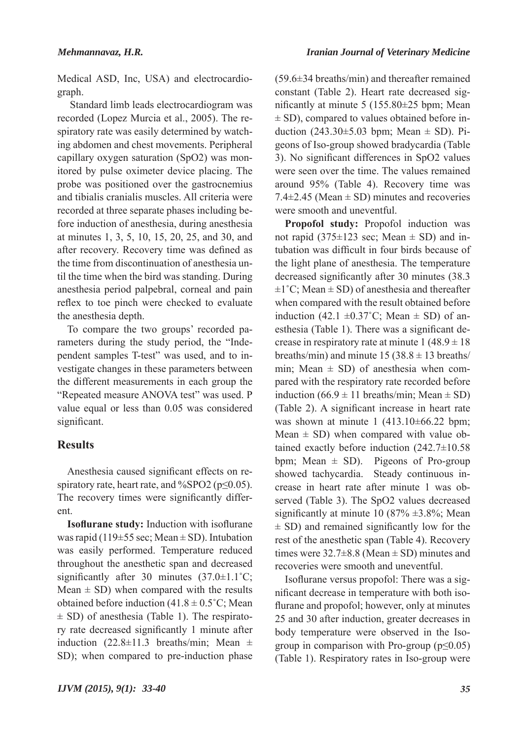Medical ASD, Inc, USA) and electrocardiograph.

Standard limb leads electrocardiogram was recorded (Lopez Murcia et al., 2005). The respiratory rate was easily determined by watching abdomen and chest movements. Peripheral capillary oxygen saturation (SpO2) was monitored by pulse oximeter device placing. The probe was positioned over the gastrocnemius and tibialis cranialis muscles. All criteria were recorded at three separate phases including before induction of anesthesia, during anesthesia at minutes 1, 3, 5, 10, 15, 20, 25, and 30, and after recovery. Recovery time was defined as the time from discontinuation of anesthesia until the time when the bird was standing. During anesthesia period palpebral, corneal and pain reflex to toe pinch were checked to evaluate the anesthesia depth.

To compare the two groups' recorded parameters during the study period, the "Independent samples T-test" was used, and to investigate changes in these parameters between the different measurements in each group the "Repeated measure ANOVA test" was used. P value equal or less than 0.05 was considered significant.

## Results

Anesthesia caused significant effects on respiratory rate, heart rate, and %SPO2 ($p \leq 0.05$). The recovery times were significantly different.

**Isoflurane study:** Induction with isoflurane was rapid (119±55 sec; Mean ± SD). Intubation was easily performed. Temperature reduced throughout the anesthetic span and decreased significantly after 30 minutes (37.0±1.1˚C; Mean ± SD) when compared with the results obtained before induction (41.8 ± 0.5˚C; Mean ± SD) of anesthesia (Table 1). The respiratory rate decreased significantly 1 minute after induction (22.8±11.3 breaths/min; Mean ± SD); when compared to pre-induction phase (59.6±34 breaths/min) and thereafter remained constant (Table 2). Heart rate decreased significantly at minute 5 (155.80±25 bpm; Mean ± SD), compared to values obtained before induction (243.30±5.03 bpm; Mean ± SD). Pigeons of Iso-group showed bradycardia (Table 3). No significant differences in SpO2 values were seen over the time. The values remained around 95% (Table 4). Recovery time was 7.4±2.45 (Mean ± SD) minutes and recoveries were smooth and uneventful.

**Propofol study:** Propofol induction was not rapid (375±123 sec; Mean ± SD) and intubation was difficult in four birds because of the light plane of anesthesia. The temperature decreased significantly after 30 minutes (38.3 ±1˚C; Mean ± SD) of anesthesia and thereafter when compared with the result obtained before induction (42.1 ±0.37˚C; Mean ± SD) of anesthesia (Table 1). There was a significant decrease in respiratory rate at minute 1 (48.9 ± 18 breaths/min) and minute 15 (38.8 ± 13 breaths/min; Mean ± SD) of anesthesia when compared with the respiratory rate recorded before induction (66.9 ± 11 breaths/min; Mean ± SD) (Table 2). A significant increase in heart rate was shown at minute 1 (413.10±66.22 bpm; Mean ± SD) when compared with value obtained exactly before induction (242.7±10.58 bpm; Mean ± SD). Pigeons of Pro-group showed tachycardia. Steady continuous increase in heart rate after minute 1 was observed (Table 3). The SpO2 values decreased significantly at minute 10 (87% ±3.8%; Mean ± SD) and remained significantly low for the rest of the anesthetic span (Table 4). Recovery times were 32.7±8.8 (Mean ± SD) minutes and recoveries were smooth and uneventful.

Isoflurane versus propofol: There was a significant decrease in temperature with both isoflurane and propofol; however, only at minutes 25 and 30 after induction, greater decreases in body temperature were observed in the Iso-group in comparison with Pro-group ($p \leq 0.05$) (Table 1). Respiratory rates in Iso-group were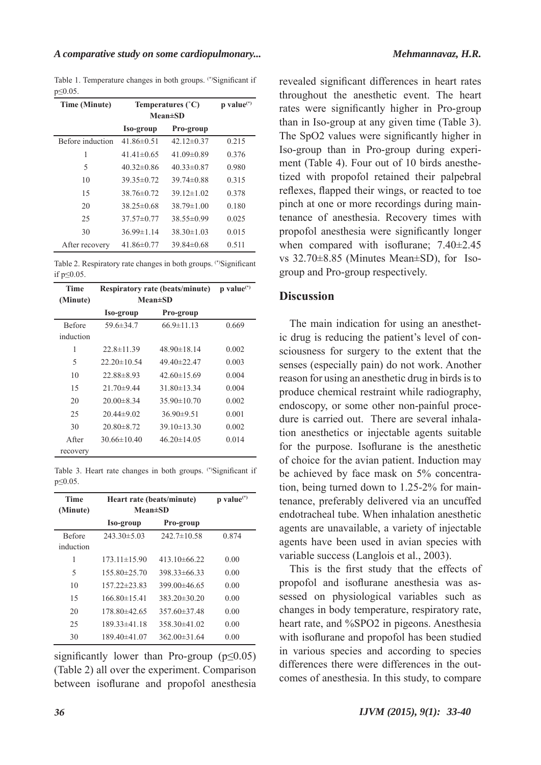Table 1. Temperature changes in both groups. (*)Significant if p≤0.05.

| Time (Minute) | Temperatures (˚C) Mean±SD | | p value(*) |
|---|---|---|---|
| | Iso-group | Pro-group | |
| Before induction | 41.86±0.51 | 42.12±0.37 | 0.215 |
| 1 | 41.41±0.65 | 41.09±0.89 | 0.376 |
| 5 | 40.32±0.86 | 40.33±0.87 | 0.980 |
| 10 | 39.35±0.72 | 39.74±0.88 | 0.315 |
| 15 | 38.76±0.72 | 39.12±1.02 | 0.378 |
| 20 | 38.25±0.68 | 38.79±1.00 | 0.180 |
| 25 | 37.57±0.77 | 38.55±0.99 | 0.025 |
| 30 | 36.99±1.14 | 38.30±1.03 | 0.015 |
| After recovery | 41.86±0.77 | 39.84±0.68 | 0.511 |

Table 2. Respiratory rate changes in both groups. (*)Significant if p≤0.05.

| Time (Minute) | Respiratory rate (beats/minute) Mean±SD | | p value(*) |
|---|---|---|---|
| | Iso-group | Pro-group | |
| Before induction | 59.6±34.7 | 66.9±11.13 | 0.669 |
| 1 | 22.8±11.39 | 48.90±18.14 | 0.002 |
| 5 | 22.20±10.54 | 49.40±22.47 | 0.003 |
| 10 | 22.88±8.93 | 42.60±15.69 | 0.004 |
| 15 | 21.70±9.44 | 31.80±13.34 | 0.004 |
| 20 | 20.00±8.34 | 35.90±10.70 | 0.002 |
| 25 | 20.44±9.02 | 36.90±9.51 | 0.001 |
| 30 | 20.80±8.72 | 39.10±13.30 | 0.002 |
| After recovery | 30.66±10.40 | 46.20±14.05 | 0.014 |

Table 3. Heart rate changes in both groups. (*)Significant if p≤0.05.

| Time (Minute) | Heart rate (beats/minute) Mean±SD | | p value(*) |
|---|---|---|---|
| | Iso-group | Pro-group | |
| Before induction | 243.30±5.03 | 242.7±10.58 | 0.874 |
| 1 | 173.11±15.90 | 413.10±66.22 | 0.00 |
| 5 | 155.80±25.70 | 398.33±66.33 | 0.00 |
| 10 | 157.22±23.83 | 399.00±46.65 | 0.00 |
| 15 | 166.80±15.41 | 383.20±30.20 | 0.00 |
| 20 | 178.80±42.65 | 357.60±37.48 | 0.00 |
| 25 | 189.33±41.18 | 358.30±41.02 | 0.00 |
| 30 | 189.40±41.07 | 362.00±31.64 | 0.00 |

significantly lower than Pro-group ($p \leq 0.05$) (Table 2) all over the experiment. Comparison between isoflurane and propofol anesthesia revealed significant differences in heart rates throughout the anesthetic event. The heart rates were significantly higher in Pro-group than in Iso-group at any given time (Table 3). The SpO2 values were significantly higher in Iso-group than in Pro-group during experiment (Table 4). Four out of 10 birds anesthetized with propofol retained their palpebral reflexes, flapped their wings, or reacted to toe pinch at one or more recordings during maintenance of anesthesia. Recovery times with propofol anesthesia were significantly longer when compared with isoflurane; 7.40±2.45 vs 32.70±8.85 (Minutes Mean±SD), for Iso-group and Pro-group respectively.

## Discussion

The main indication for using an anesthetic drug is reducing the patient's level of consciousness for surgery to the extent that the senses (especially pain) do not work. Another reason for using an anesthetic drug in birds is to produce chemical restraint while radiography, endoscopy, or some other non-painful procedure is carried out. There are several inhalation anesthetics or injectable agents suitable for the purpose. Isoflurane is the anesthetic of choice for the avian patient. Induction may be achieved by face mask on 5% concentration, being turned down to 1.25-2% for maintenance, preferably delivered via an uncuffed endotracheal tube. When inhalation anesthetic agents are unavailable, a variety of injectable agents have been used in avian species with variable success (Langlois et al., 2003).

This is the first study that the effects of propofol and isoflurane anesthesia was assessed on physiological variables such as changes in body temperature, respiratory rate, heart rate, and %SPO2 in pigeons. Anesthesia with isoflurane and propofol has been studied in various species and according to species differences there were differences in the outcomes of anesthesia. In this study, to compare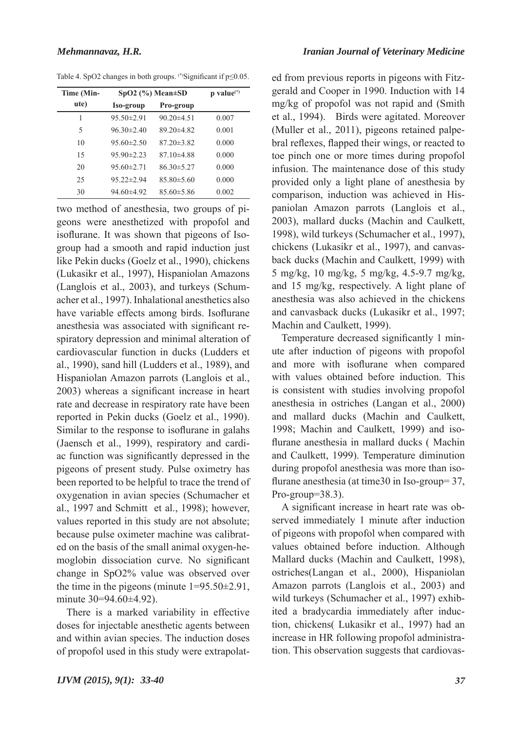Table 4. SpO2 changes in both groups. (*)Significant if p≤0.05.

| Time (Minute) | SpO2 (%) Mean±SD | | p value(*) |
|---|---|---|---|
| | Iso-group | Pro-group | |
| 1 | 95.50±2.91 | 90.20±4.51 | 0.007 |
| 5 | 96.30±2.40 | 89.20±4.82 | 0.001 |
| 10 | 95.60±2.50 | 87.20±3.82 | 0.000 |
| 15 | 95.90±2.23 | 87.10±4.88 | 0.000 |
| 20 | 95.60±2.71 | 86.30±5.27 | 0.000 |
| 25 | 95.22±2.94 | 85.80±5.60 | 0.000 |
| 30 | 94.60±4.92 | 85.60±5.86 | 0.002 |

two method of anesthesia, two groups of pigeons were anesthetized with propofol and isoflurane. It was shown that pigeons of Iso-group had a smooth and rapid induction just like Pekin ducks (Goelz et al., 1990), chickens (Lukasikr et al., 1997), Hispaniolan Amazons (Langlois et al., 2003), and turkeys (Schumacher et al., 1997). Inhalational anesthetics also have variable effects among birds. Isoflurane anesthesia was associated with significant respiratory depression and minimal alteration of cardiovascular function in ducks (Ludders et al., 1990), sand hill (Ludders et al., 1989), and Hispaniolan Amazon parrots (Langlois et al., 2003) whereas a significant increase in heart rate and decrease in respiratory rate have been reported in Pekin ducks (Goelz et al., 1990). Similar to the response to isoflurane in galahs (Jaensch et al., 1999), respiratory and cardiac function was significantly depressed in the pigeons of present study. Pulse oximetry has been reported to be helpful to trace the trend of oxygenation in avian species (Schumacher et al., 1997 and Schmitt et al., 1998); however, values reported in this study are not absolute; because pulse oximeter machine was calibrated on the basis of the small animal oxygen-hemoglobin dissociation curve. No significant change in SpO2% value was observed over the time in the pigeons (minute 1=95.50±2.91, minute 30=94.60±4.92).

There is a marked variability in effective doses for injectable anesthetic agents between and within avian species. The induction doses of propofol used in this study were extrapolated from previous reports in pigeons with Fitzgerald and Cooper in 1990. Induction with 14 mg/kg of propofol was not rapid and (Smith et al., 1994). Birds were agitated. Moreover (Muller et al., 2011), pigeons retained palpebral reflexes, flapped their wings, or reacted to toe pinch one or more times during propofol infusion. The maintenance dose of this study provided only a light plane of anesthesia by comparison, induction was achieved in Hispaniolan Amazon parrots (Langlois et al., 2003), mallard ducks (Machin and Caulkett, 1998), wild turkeys (Schumacher et al., 1997), chickens (Lukasikr et al., 1997), and canvasback ducks (Machin and Caulkett, 1999) with 5 mg/kg, 10 mg/kg, 5 mg/kg, 4.5-9.7 mg/kg, and 15 mg/kg, respectively. A light plane of anesthesia was also achieved in the chickens and canvasback ducks (Lukasikr et al., 1997; Machin and Caulkett, 1999).

Temperature decreased significantly 1 minute after induction of pigeons with propofol and more with isoflurane when compared with values obtained before induction. This is consistent with studies involving propofol anesthesia in ostriches (Langan et al., 2000) and mallard ducks (Machin and Caulkett, 1998; Machin and Caulkett, 1999) and isoflurane anesthesia in mallard ducks ( Machin and Caulkett, 1999). Temperature diminution during propofol anesthesia was more than isoflurane anesthesia (at time30 in Iso-group= 37, Pro-group=38.3).

A significant increase in heart rate was observed immediately 1 minute after induction of pigeons with propofol when compared with values obtained before induction. Although Mallard ducks (Machin and Caulkett, 1998), ostriches(Langan et al., 2000), Hispaniolan Amazon parrots (Langlois et al., 2003) and wild turkeys (Schumacher et al., 1997) exhibited a bradycardia immediately after induction, chickens( Lukasikr et al., 1997) had an increase in HR following propofol administration. This observation suggests that cardiovas-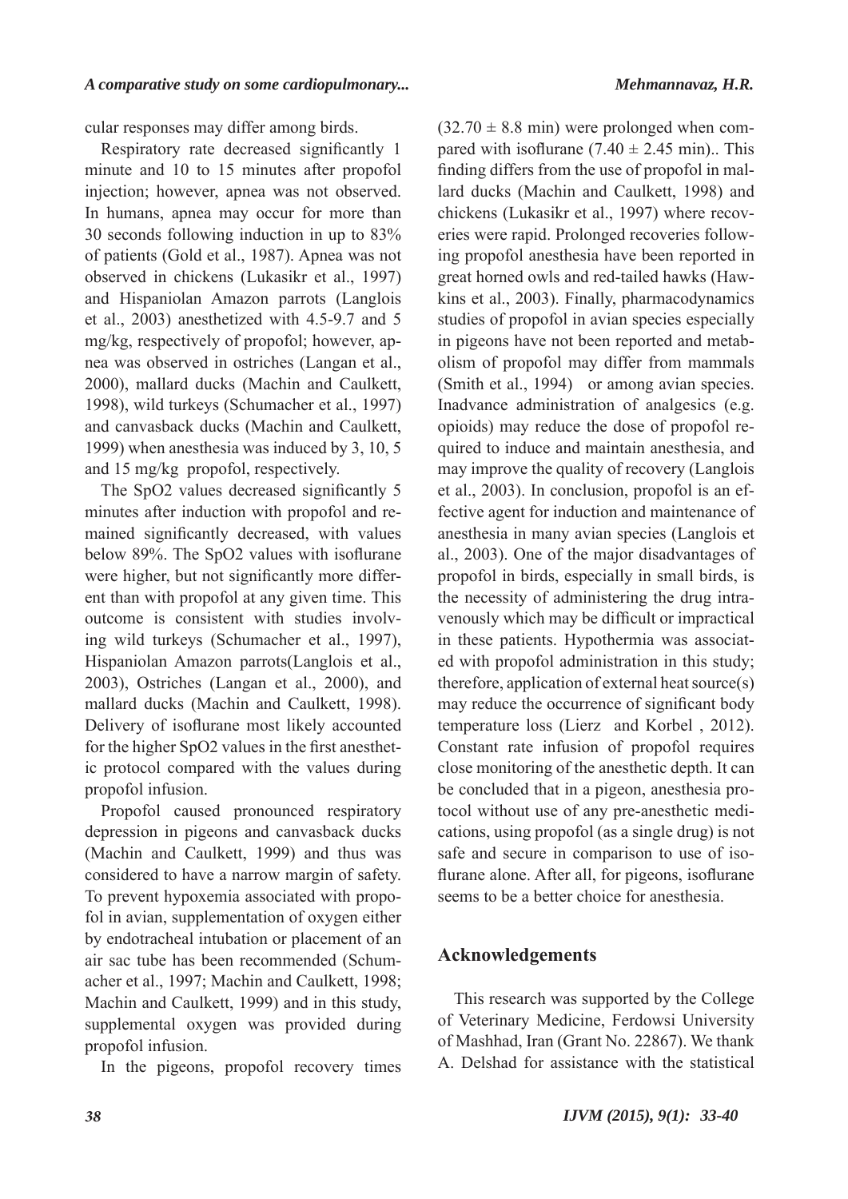cular responses may differ among birds.

Respiratory rate decreased significantly 1 minute and 10 to 15 minutes after propofol injection; however, apnea was not observed. In humans, apnea may occur for more than 30 seconds following induction in up to 83% of patients (Gold et al., 1987). Apnea was not observed in chickens (Lukasikr et al., 1997) and Hispaniolan Amazon parrots (Langlois et al., 2003) anesthetized with 4.5-9.7 and 5 mg/kg, respectively of propofol; however, apnea was observed in ostriches (Langan et al., 2000), mallard ducks (Machin and Caulkett, 1998), wild turkeys (Schumacher et al., 1997) and canvasback ducks (Machin and Caulkett, 1999) when anesthesia was induced by 3, 10, 5 and 15 mg/kg propofol, respectively.

The SpO2 values decreased significantly 5 minutes after induction with propofol and remained significantly decreased, with values below 89%. The SpO2 values with isoflurane were higher, but not significantly more different than with propofol at any given time. This outcome is consistent with studies involving wild turkeys (Schumacher et al., 1997), Hispaniolan Amazon parrots(Langlois et al., 2003), Ostriches (Langan et al., 2000), and mallard ducks (Machin and Caulkett, 1998). Delivery of isoflurane most likely accounted for the higher SpO2 values in the first anesthetic protocol compared with the values during propofol infusion.

Propofol caused pronounced respiratory depression in pigeons and canvasback ducks (Machin and Caulkett, 1999) and thus was considered to have a narrow margin of safety. To prevent hypoxemia associated with propofol in avian, supplementation of oxygen either by endotracheal intubation or placement of an air sac tube has been recommended (Schumacher et al., 1997; Machin and Caulkett, 1998; Machin and Caulkett, 1999) and in this study, supplemental oxygen was provided during propofol infusion.

In the pigeons, propofol recovery times ($32.70 \pm 8.8$ min) were prolonged when compared with isoflurane ($7.40 \pm 2.45$ min).. This finding differs from the use of propofol in mallard ducks (Machin and Caulkett, 1998) and chickens (Lukasikr et al., 1997) where recoveries were rapid. Prolonged recoveries following propofol anesthesia have been reported in great horned owls and red-tailed hawks (Hawkins et al., 2003). Finally, pharmacodynamics studies of propofol in avian species especially in pigeons have not been reported and metabolism of propofol may differ from mammals (Smith et al., 1994) or among avian species. Inadvance administration of analgesics (e.g. opioids) may reduce the dose of propofol required to induce and maintain anesthesia, and may improve the quality of recovery (Langlois et al., 2003). In conclusion, propofol is an effective agent for induction and maintenance of anesthesia in many avian species (Langlois et al., 2003). One of the major disadvantages of propofol in birds, especially in small birds, is the necessity of administering the drug intravenously which may be difficult or impractical in these patients. Hypothermia was associated with propofol administration in this study; therefore, application of external heat source(s) may reduce the occurrence of significant body temperature loss (Lierz and Korbel , 2012). Constant rate infusion of propofol requires close monitoring of the anesthetic depth. It can be concluded that in a pigeon, anesthesia protocol without use of any pre-anesthetic medications, using propofol (as a single drug) is not safe and secure in comparison to use of isoflurane alone. After all, for pigeons, isoflurane seems to be a better choice for anesthesia.

## Acknowledgements

This research was supported by the College of Veterinary Medicine, Ferdowsi University of Mashhad, Iran (Grant No. 22867). We thank A. Delshad for assistance with the statistical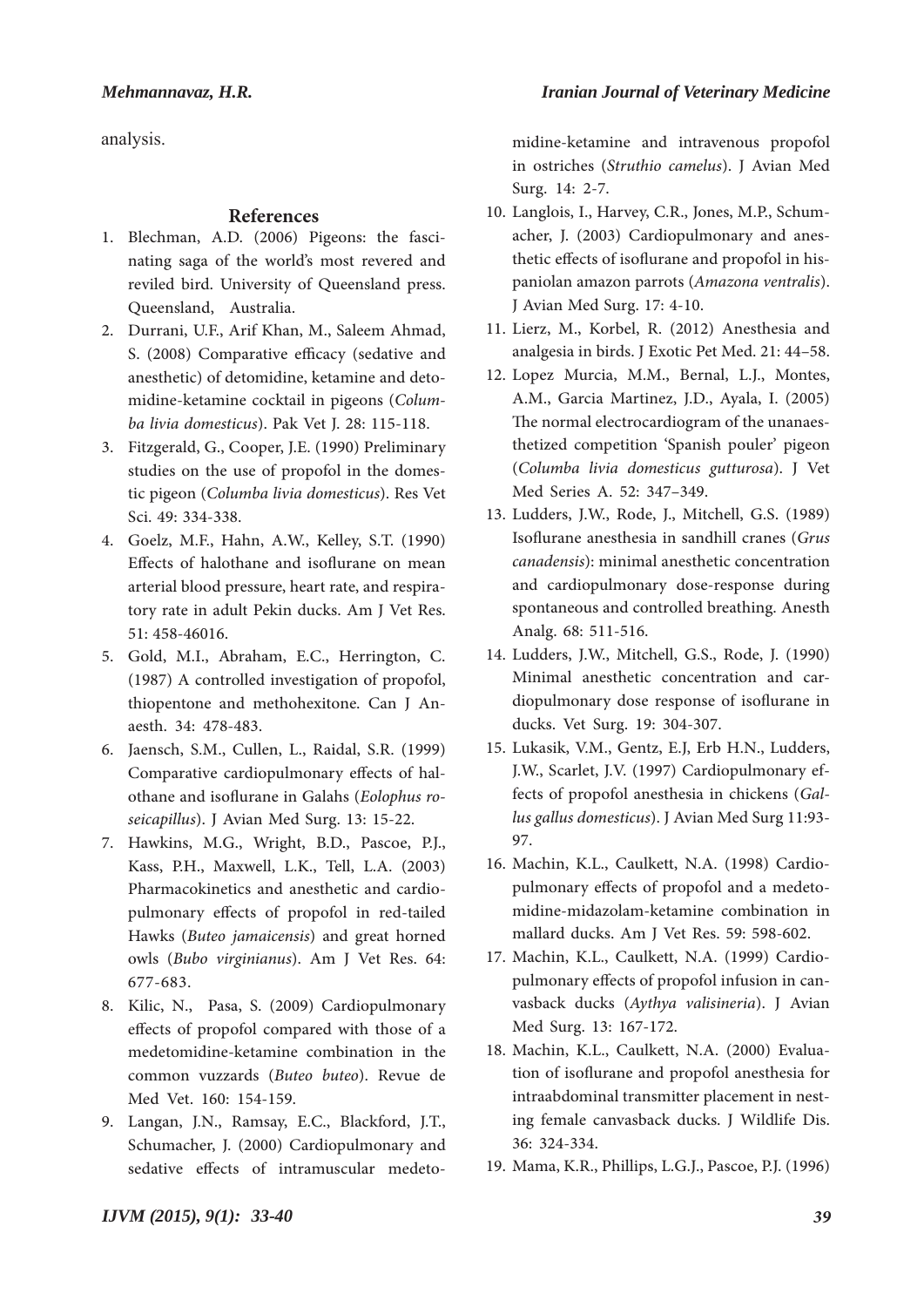analysis.

## References

1. Blechman, A.D. (2006) Pigeons: the fascinating saga of the world's most revered and reviled bird. University of Queensland press. Queensland, Australia.
2. Durrani, U.F., Arif Khan, M., Saleem Ahmad, S. (2008) Comparative efficacy (sedative and anesthetic) of detomidine, ketamine and detomidine-ketamine cocktail in pigeons (*Columba livia domesticus*). Pak Vet J. 28: 115-118.
3. Fitzgerald, G., Cooper, J.E. (1990) Preliminary studies on the use of propofol in the domestic pigeon (*Columba livia domesticus*). Res Vet Sci. 49: 334-338.
4. Goelz, M.F., Hahn, A.W., Kelley, S.T. (1990) Effects of halothane and isoflurane on mean arterial blood pressure, heart rate, and respiratory rate in adult Pekin ducks. Am J Vet Res. 51: 458-46016.
5. Gold, M.I., Abraham, E.C., Herrington, C. (1987) A controlled investigation of propofol, thiopentone and methohexitone. Can J Anaesth. 34: 478-483.
6. Jaensch, S.M., Cullen, L., Raidal, S.R. (1999) Comparative cardiopulmonary effects of halothane and isoflurane in Galahs (*Eolophus roseicapillus*). J Avian Med Surg. 13: 15-22.
7. Hawkins, M.G., Wright, B.D., Pascoe, P.J., Kass, P.H., Maxwell, L.K., Tell, L.A. (2003) Pharmacokinetics and anesthetic and cardiopulmonary effects of propofol in red-tailed Hawks (*Buteo jamaicensis*) and great horned owls (*Bubo virginianus*). Am J Vet Res. 64: 677-683.
8. Kilic, N., Pasa, S. (2009) Cardiopulmonary effects of propofol compared with those of a medetomidine-ketamine combination in the common vuzzards (*Buteo buteo*). Revue de Med Vet. 160: 154-159.
9. Langan, J.N., Ramsay, E.C., Blackford, J.T., Schumacher, J. (2000) Cardiopulmonary and sedative effects of intramuscular medetomidine-ketamine and intravenous propofol in ostriches (*Struthio camelus*). J Avian Med Surg. 14: 2-7.
10. Langlois, I., Harvey, C.R., Jones, M.P., Schumacher, J. (2003) Cardiopulmonary and anesthetic effects of isoflurane and propofol in hispaniolan amazon parrots (*Amazona ventralis*). J Avian Med Surg. 17: 4-10.
11. Lierz, M., Korbel, R. (2012) Anesthesia and analgesia in birds. J Exotic Pet Med. 21: 44–58.
12. Lopez Murcia, M.M., Bernal, L.J., Montes, A.M., Garcia Martinez, J.D., Ayala, I. (2005) The normal electrocardiogram of the unanaesthetized competition 'Spanish pouler' pigeon (*Columba livia domesticus gutturosa*). J Vet Med Series A. 52: 347–349.
13. Ludders, J.W., Rode, J., Mitchell, G.S. (1989) Isoflurane anesthesia in sandhill cranes (*Grus canadensis*): minimal anesthetic concentration and cardiopulmonary dose-response during spontaneous and controlled breathing. Anesth Analg. 68: 511-516.
14. Ludders, J.W., Mitchell, G.S., Rode, J. (1990) Minimal anesthetic concentration and cardiopulmonary dose response of isoflurane in ducks. Vet Surg. 19: 304-307.
15. Lukasik, V.M., Gentz, E.J, Erb H.N., Ludders, J.W., Scarlet, J.V. (1997) Cardiopulmonary effects of propofol anesthesia in chickens (*Gallus gallus domesticus*). J Avian Med Surg 11:93-97.
16. Machin, K.L., Caulkett, N.A. (1998) Cardiopulmonary effects of propofol and a medetomidine-midazolam-ketamine combination in mallard ducks. Am J Vet Res. 59: 598-602.
17. Machin, K.L., Caulkett, N.A. (1999) Cardiopulmonary effects of propofol infusion in canvasback ducks (*Aythya valisineria*). J Avian Med Surg. 13: 167-172.
18. Machin, K.L., Caulkett, N.A. (2000) Evaluation of isoflurane and propofol anesthesia for intraabdominal transmitter placement in nesting female canvasback ducks. J Wildlife Dis. 36: 324-334.
19. Mama, K.R., Phillips, L.G.J., Pascoe, P.J. (1996)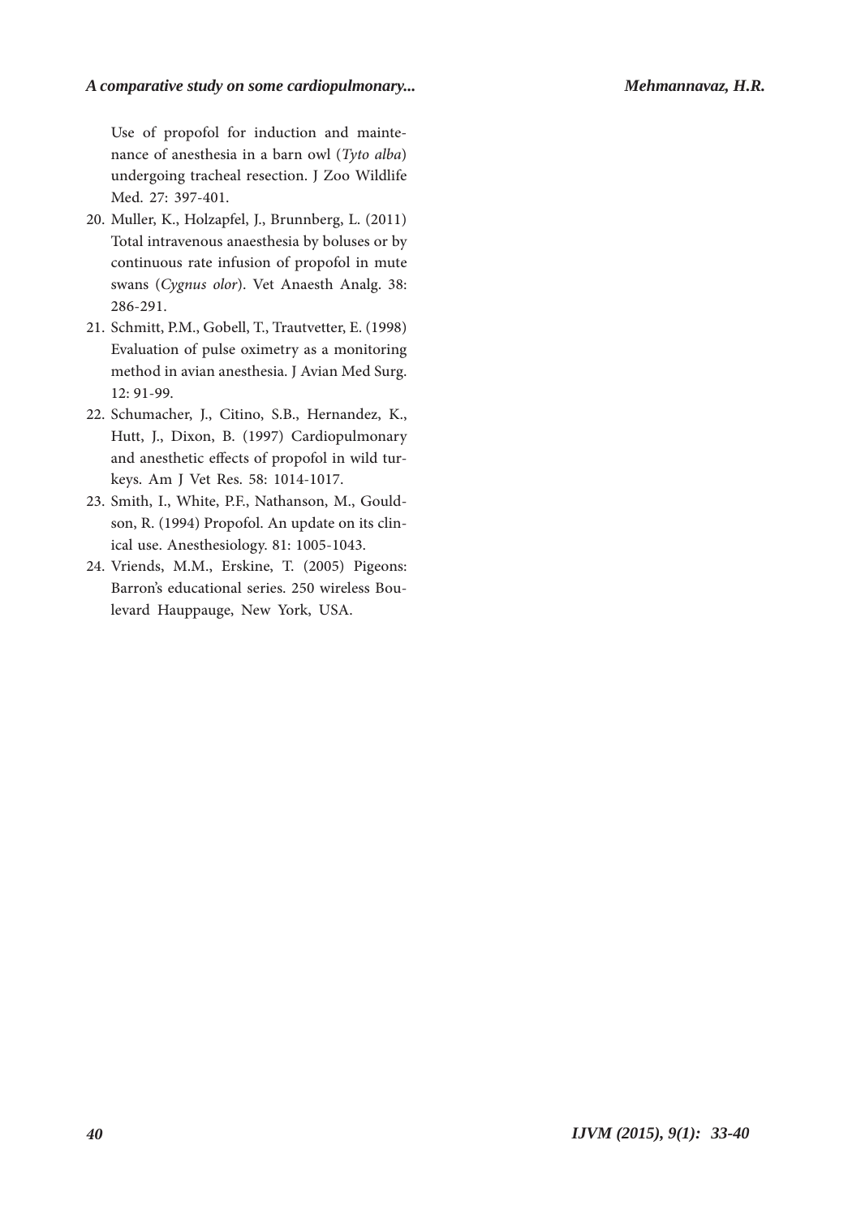Use of propofol for induction and maintenance of anesthesia in a barn owl (*Tyto alba*) undergoing tracheal resection. J Zoo Wildlife Med. 27: 397-401.

20. Muller, K., Holzapfel, J., Brunnberg, L. (2011) Total intravenous anaesthesia by boluses or by continuous rate infusion of propofol in mute swans (*Cygnus olor*). Vet Anaesth Analg. 38: 286-291.
21. Schmitt, P.M., Gobell, T., Trautvetter, E. (1998) Evaluation of pulse oximetry as a monitoring method in avian anesthesia. J Avian Med Surg. 12: 91-99.
22. Schumacher, J., Citino, S.B., Hernandez, K., Hutt, J., Dixon, B. (1997) Cardiopulmonary and anesthetic effects of propofol in wild turkeys. Am J Vet Res. 58: 1014-1017.
23. Smith, I., White, P.F., Nathanson, M., Gouldson, R. (1994) Propofol. An update on its clinical use. Anesthesiology. 81: 1005-1043.
24. Vriends, M.M., Erskine, T. (2005) Pigeons: Barron's educational series. 250 wireless Boulevard Hauppauge, New York, USA.